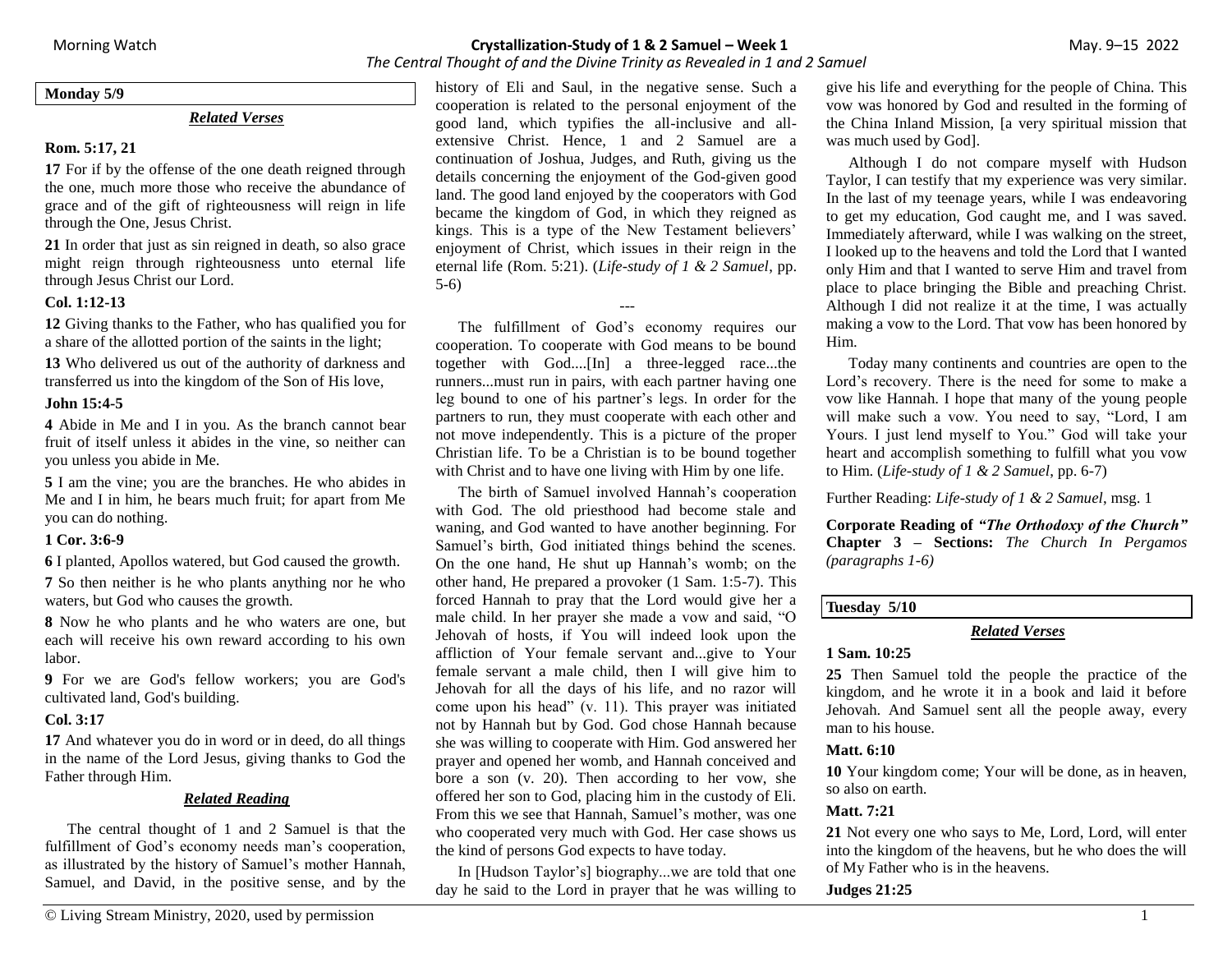**Monday 5/9**

***Related Verses***

**Rom. 5:17, 21**

**17** For if by the offense of the one death reigned through the one, much more those who receive the abundance of grace and of the gift of righteousness will reign in life through the One, Jesus Christ.

**21** In order that just as sin reigned in death, so also grace might reign through righteousness unto eternal life through Jesus Christ our Lord.

**Col. 1:12-13**

**12** Giving thanks to the Father, who has qualified you for a share of the allotted portion of the saints in the light;

**13** Who delivered us out of the authority of darkness and transferred us into the kingdom of the Son of His love,

**John 15:4-5**

**4** Abide in Me and I in you. As the branch cannot bear fruit of itself unless it abides in the vine, so neither can you unless you abide in Me.

**5** I am the vine; you are the branches. He who abides in Me and I in him, he bears much fruit; for apart from Me you can do nothing.

**1 Cor. 3:6-9**

**6** I planted, Apollos watered, but God caused the growth.

**7** So then neither is he who plants anything nor he who waters, but God who causes the growth.

**8** Now he who plants and he who waters are one, but each will receive his own reward according to his own labor.

**9** For we are God's fellow workers; you are God's cultivated land, God's building.

**Col. 3:17**

**17** And whatever you do in word or in deed, do all things in the name of the Lord Jesus, giving thanks to God the Father through Him.

***Related Reading***

The central thought of 1 and 2 Samuel is that the fulfillment of God's economy needs man's cooperation, as illustrated by the history of Samuel's mother Hannah, Samuel, and David, in the positive sense, and by the history of Eli and Saul, in the negative sense. Such a cooperation is related to the personal enjoyment of the good land, which typifies the all-inclusive and all-extensive Christ. Hence, 1 and 2 Samuel are a continuation of Joshua, Judges, and Ruth, giving us the details concerning the enjoyment of the God-given good land. The good land enjoyed by the cooperators with God became the kingdom of God, in which they reigned as kings. This is a type of the New Testament believers' enjoyment of Christ, which issues in their reign in the eternal life (Rom. 5:21). (*Life-study of 1 & 2 Samuel*, pp. 5-6)

---

The fulfillment of God's economy requires our cooperation. To cooperate with God means to be bound together with God....[In] a three-legged race...the runners...must run in pairs, with each partner having one leg bound to one of his partner's legs. In order for the partners to run, they must cooperate with each other and not move independently. This is a picture of the proper Christian life. To be a Christian is to be bound together with Christ and to have one living with Him by one life.

The birth of Samuel involved Hannah's cooperation with God. The old priesthood had become stale and waning, and God wanted to have another beginning. For Samuel's birth, God initiated things behind the scenes. On the one hand, He shut up Hannah's womb; on the other hand, He prepared a provoker (1 Sam. 1:5-7). This forced Hannah to pray that the Lord would give her a male child. In her prayer she made a vow and said, "O Jehovah of hosts, if You will indeed look upon the affliction of Your female servant and...give to Your female servant a male child, then I will give him to Jehovah for all the days of his life, and no razor will come upon his head" (v. 11). This prayer was initiated not by Hannah but by God. God chose Hannah because she was willing to cooperate with Him. God answered her prayer and opened her womb, and Hannah conceived and bore a son (v. 20). Then according to her vow, she offered her son to God, placing him in the custody of Eli. From this we see that Hannah, Samuel's mother, was one who cooperated very much with God. Her case shows us the kind of persons God expects to have today.

In [Hudson Taylor's] biography...we are told that one day he said to the Lord in prayer that he was willing to give his life and everything for the people of China. This vow was honored by God and resulted in the forming of the China Inland Mission, [a very spiritual mission that was much used by God].

Although I do not compare myself with Hudson Taylor, I can testify that my experience was very similar. In the last of my teenage years, while I was endeavoring to get my education, God caught me, and I was saved. Immediately afterward, while I was walking on the street, I looked up to the heavens and told the Lord that I wanted only Him and that I wanted to serve Him and travel from place to place bringing the Bible and preaching Christ. Although I did not realize it at the time, I was actually making a vow to the Lord. That vow has been honored by Him.

Today many continents and countries are open to the Lord's recovery. There is the need for some to make a vow like Hannah. I hope that many of the young people will make such a vow. You need to say, "Lord, I am Yours. I just lend myself to You." God will take your heart and accomplish something to fulfill what you vow to Him. (*Life-study of 1 & 2 Samuel*, pp. 6-7)

Further Reading: *Life-study of 1 & 2 Samuel*, msg. 1

**Corporate Reading of *"The Orthodoxy of the Church"* Chapter 3 – Sections:** *The Church In Pergamos (paragraphs 1-6)*

**Tuesday 5/10**

***Related Verses***

**1 Sam. 10:25**

**25** Then Samuel told the people the practice of the kingdom, and he wrote it in a book and laid it before Jehovah. And Samuel sent all the people away, every man to his house.

**Matt. 6:10**

**10** Your kingdom come; Your will be done, as in heaven, so also on earth.

**Matt. 7:21**

**21** Not every one who says to Me, Lord, Lord, will enter into the kingdom of the heavens, but he who does the will of My Father who is in the heavens.

**Judges 21:25**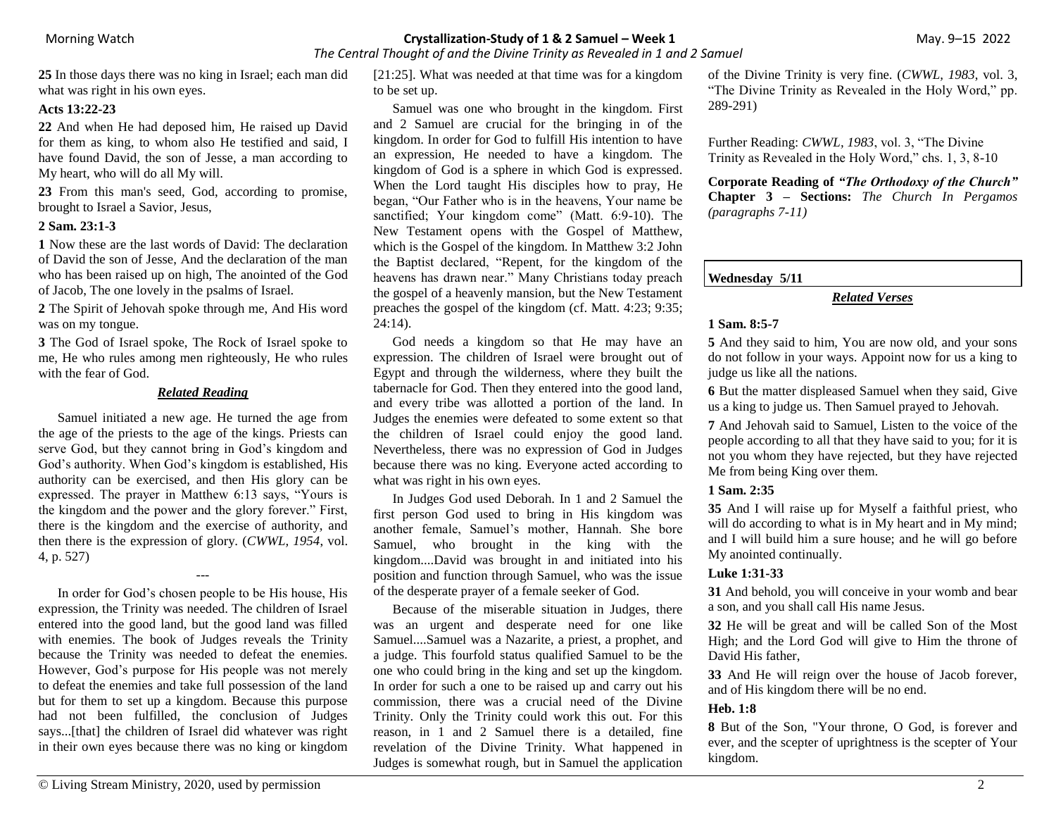**25** In those days there was no king in Israel; each man did what was right in his own eyes.

**Acts 13:22-23**

**22** And when He had deposed him, He raised up David for them as king, to whom also He testified and said, I have found David, the son of Jesse, a man according to My heart, who will do all My will.

**23** From this man's seed, God, according to promise, brought to Israel a Savior, Jesus,

**2 Sam. 23:1-3**

**1** Now these are the last words of David: The declaration of David the son of Jesse, And the declaration of the man who has been raised up on high, The anointed of the God of Jacob, The one lovely in the psalms of Israel.

**2** The Spirit of Jehovah spoke through me, And His word was on my tongue.

**3** The God of Israel spoke, The Rock of Israel spoke to me, He who rules among men righteously, He who rules with the fear of God.

***Related Reading***

Samuel initiated a new age. He turned the age from the age of the priests to the age of the kings. Priests can serve God, but they cannot bring in God's kingdom and God's authority. When God's kingdom is established, His authority can be exercised, and then His glory can be expressed. The prayer in Matthew 6:13 says, "Yours is the kingdom and the power and the glory forever." First, there is the kingdom and the exercise of authority, and then there is the expression of glory. (*CWWL, 1954*, vol. 4, p. 527)

---

In order for God's chosen people to be His house, His expression, the Trinity was needed. The children of Israel entered into the good land, but the good land was filled with enemies. The book of Judges reveals the Trinity because the Trinity was needed to defeat the enemies. However, God's purpose for His people was not merely to defeat the enemies and take full possession of the land but for them to set up a kingdom. Because this purpose had not been fulfilled, the conclusion of Judges says...[that] the children of Israel did whatever was right in their own eyes because there was no king or kingdom [21:25]. What was needed at that time was for a kingdom to be set up.

Samuel was one who brought in the kingdom. First and 2 Samuel are crucial for the bringing in of the kingdom. In order for God to fulfill His intention to have an expression, He needed to have a kingdom. The kingdom of God is a sphere in which God is expressed. When the Lord taught His disciples how to pray, He began, "Our Father who is in the heavens, Your name be sanctified; Your kingdom come" (Matt. 6:9-10). The New Testament opens with the Gospel of Matthew, which is the Gospel of the kingdom. In Matthew 3:2 John the Baptist declared, "Repent, for the kingdom of the heavens has drawn near." Many Christians today preach the gospel of a heavenly mansion, but the New Testament preaches the gospel of the kingdom (cf. Matt. 4:23; 9:35; 24:14).

God needs a kingdom so that He may have an expression. The children of Israel were brought out of Egypt and through the wilderness, where they built the tabernacle for God. Then they entered into the good land, and every tribe was allotted a portion of the land. In Judges the enemies were defeated to some extent so that the children of Israel could enjoy the good land. Nevertheless, there was no expression of God in Judges because there was no king. Everyone acted according to what was right in his own eyes.

In Judges God used Deborah. In 1 and 2 Samuel the first person God used to bring in His kingdom was another female, Samuel's mother, Hannah. She bore Samuel, who brought in the king with the kingdom....David was brought in and initiated into his position and function through Samuel, who was the issue of the desperate prayer of a female seeker of God.

Because of the miserable situation in Judges, there was an urgent and desperate need for one like Samuel....Samuel was a Nazarite, a priest, a prophet, and a judge. This fourfold status qualified Samuel to be the one who could bring in the king and set up the kingdom. In order for such a one to be raised up and carry out his commission, there was a crucial need of the Divine Trinity. Only the Trinity could work this out. For this reason, in 1 and 2 Samuel there is a detailed, fine revelation of the Divine Trinity. What happened in Judges is somewhat rough, but in Samuel the application of the Divine Trinity is very fine. (*CWWL, 1983*, vol. 3, "The Divine Trinity as Revealed in the Holy Word," pp. 289-291)

Further Reading: *CWWL, 1983*, vol. 3, "The Divine Trinity as Revealed in the Holy Word," chs. 1, 3, 8-10

**Corporate Reading of *"The Orthodoxy of the Church"* Chapter 3 – Sections:** *The Church In Pergamos (paragraphs 7-11)*

**Wednesday 5/11**

***Related Verses***

**1 Sam. 8:5-7**

**5** And they said to him, You are now old, and your sons do not follow in your ways. Appoint now for us a king to judge us like all the nations.

**6** But the matter displeased Samuel when they said, Give us a king to judge us. Then Samuel prayed to Jehovah.

**7** And Jehovah said to Samuel, Listen to the voice of the people according to all that they have said to you; for it is not you whom they have rejected, but they have rejected Me from being King over them.

**1 Sam. 2:35**

**35** And I will raise up for Myself a faithful priest, who will do according to what is in My heart and in My mind; and I will build him a sure house; and he will go before My anointed continually.

**Luke 1:31-33**

**31** And behold, you will conceive in your womb and bear a son, and you shall call His name Jesus.

**32** He will be great and will be called Son of the Most High; and the Lord God will give to Him the throne of David His father,

**33** And He will reign over the house of Jacob forever, and of His kingdom there will be no end.

**Heb. 1:8**

**8** But of the Son, "Your throne, O God, is forever and ever, and the scepter of uprightness is the scepter of Your kingdom.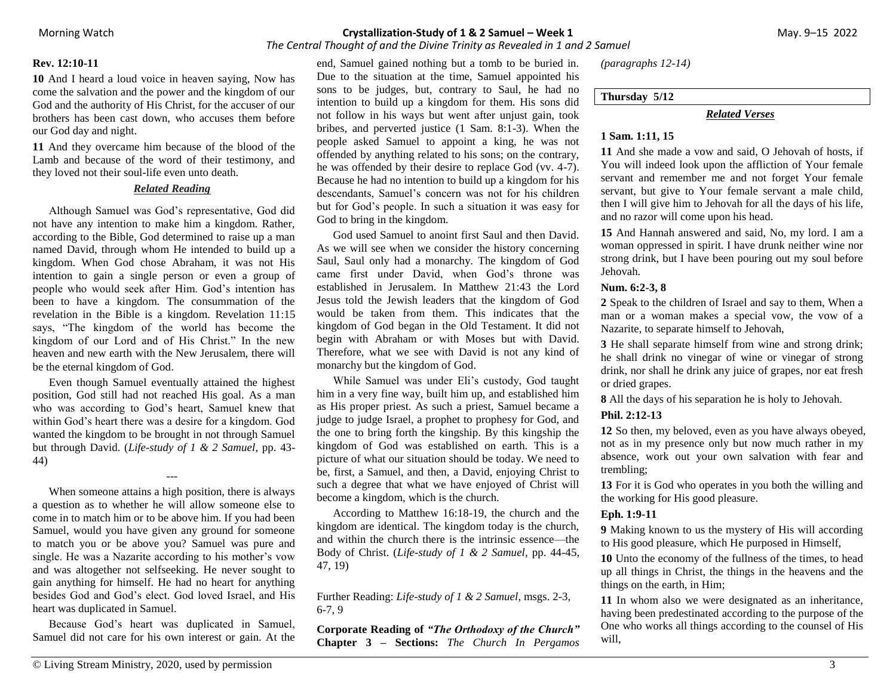**Rev. 12:10-11**

**10** And I heard a loud voice in heaven saying, Now has come the salvation and the power and the kingdom of our God and the authority of His Christ, for the accuser of our brothers has been cast down, who accuses them before our God day and night.

**11** And they overcame him because of the blood of the Lamb and because of the word of their testimony, and they loved not their soul-life even unto death.

***Related Reading***

Although Samuel was God's representative, God did not have any intention to make him a kingdom. Rather, according to the Bible, God determined to raise up a man named David, through whom He intended to build up a kingdom. When God chose Abraham, it was not His intention to gain a single person or even a group of people who would seek after Him. God's intention has been to have a kingdom. The consummation of the revelation in the Bible is a kingdom. Revelation 11:15 says, "The kingdom of the world has become the kingdom of our Lord and of His Christ." In the new heaven and new earth with the New Jerusalem, there will be the eternal kingdom of God.

Even though Samuel eventually attained the highest position, God still had not reached His goal. As a man who was according to God's heart, Samuel knew that within God's heart there was a desire for a kingdom. God wanted the kingdom to be brought in not through Samuel but through David. (*Life-study of 1 & 2 Samuel*, pp. 43-44)

---

When someone attains a high position, there is always a question as to whether he will allow someone else to come in to match him or to be above him. If you had been Samuel, would you have given any ground for someone to match you or be above you? Samuel was pure and single. He was a Nazarite according to his mother's vow and was altogether not selfseeking. He never sought to gain anything for himself. He had no heart for anything besides God and God's elect. God loved Israel, and His heart was duplicated in Samuel.

Because God's heart was duplicated in Samuel, Samuel did not care for his own interest or gain. At the end, Samuel gained nothing but a tomb to be buried in. Due to the situation at the time, Samuel appointed his sons to be judges, but, contrary to Saul, he had no intention to build up a kingdom for them. His sons did not follow in his ways but went after unjust gain, took bribes, and perverted justice (1 Sam. 8:1-3). When the people asked Samuel to appoint a king, he was not offended by anything related to his sons; on the contrary, he was offended by their desire to replace God (vv. 4-7). Because he had no intention to build up a kingdom for his descendants, Samuel's concern was not for his children but for God's people. In such a situation it was easy for God to bring in the kingdom.

God used Samuel to anoint first Saul and then David. As we will see when we consider the history concerning Saul, Saul only had a monarchy. The kingdom of God came first under David, when God's throne was established in Jerusalem. In Matthew 21:43 the Lord Jesus told the Jewish leaders that the kingdom of God would be taken from them. This indicates that the kingdom of God began in the Old Testament. It did not begin with Abraham or with Moses but with David. Therefore, what we see with David is not any kind of monarchy but the kingdom of God.

While Samuel was under Eli's custody, God taught him in a very fine way, built him up, and established him as His proper priest. As such a priest, Samuel became a judge to judge Israel, a prophet to prophesy for God, and the one to bring forth the kingship. By this kingship the kingdom of God was established on earth. This is a picture of what our situation should be today. We need to be, first, a Samuel, and then, a David, enjoying Christ to such a degree that what we have enjoyed of Christ will become a kingdom, which is the church.

According to Matthew 16:18-19, the church and the kingdom are identical. The kingdom today is the church, and within the church there is the intrinsic essence—the Body of Christ. (*Life-study of 1 & 2 Samuel*, pp. 44-45, 47, 19)

Further Reading: *Life-study of 1 & 2 Samuel*, msgs. 2-3, 6-7, 9

**Corporate Reading of *"The Orthodoxy of the Church"* Chapter 3 – Sections:** *The Church In Pergamos (paragraphs 12-14)*

**Thursday 5/12**

***Related Verses***

**1 Sam. 1:11, 15**

**11** And she made a vow and said, O Jehovah of hosts, if You will indeed look upon the affliction of Your female servant and remember me and not forget Your female servant, but give to Your female servant a male child, then I will give him to Jehovah for all the days of his life, and no razor will come upon his head.

**15** And Hannah answered and said, No, my lord. I am a woman oppressed in spirit. I have drunk neither wine nor strong drink, but I have been pouring out my soul before Jehovah.

**Num. 6:2-3, 8**

**2** Speak to the children of Israel and say to them, When a man or a woman makes a special vow, the vow of a Nazarite, to separate himself to Jehovah,

**3** He shall separate himself from wine and strong drink; he shall drink no vinegar of wine or vinegar of strong drink, nor shall he drink any juice of grapes, nor eat fresh or dried grapes.

**8** All the days of his separation he is holy to Jehovah.

**Phil. 2:12-13**

**12** So then, my beloved, even as you have always obeyed, not as in my presence only but now much rather in my absence, work out your own salvation with fear and trembling;

**13** For it is God who operates in you both the willing and the working for His good pleasure.

**Eph. 1:9-11**

**9** Making known to us the mystery of His will according to His good pleasure, which He purposed in Himself,

**10** Unto the economy of the fullness of the times, to head up all things in Christ, the things in the heavens and the things on the earth, in Him;

**11** In whom also we were designated as an inheritance, having been predestinated according to the purpose of the One who works all things according to the counsel of His will,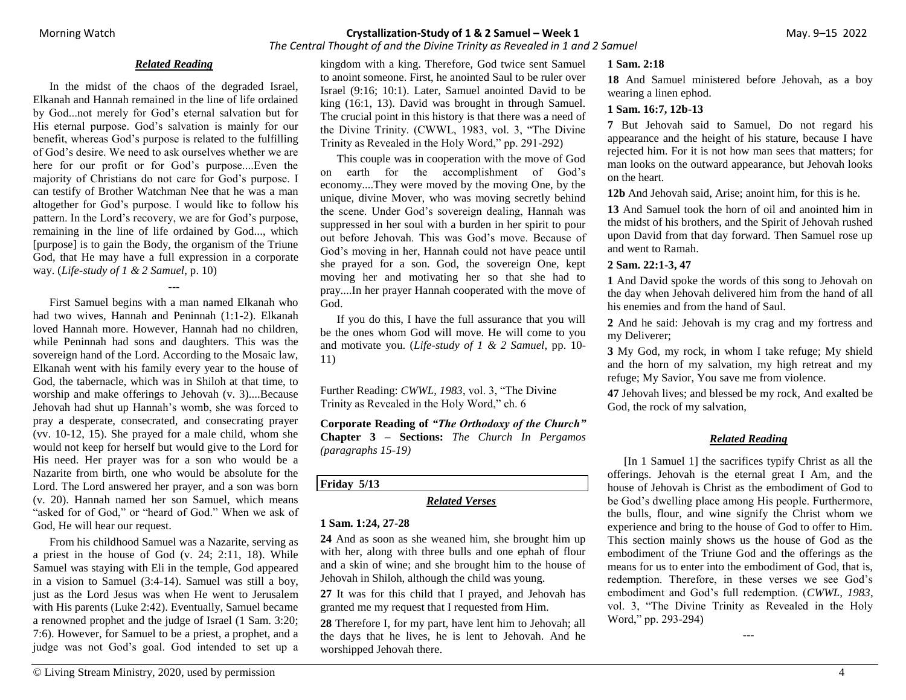### *Related Reading*

In the midst of the chaos of the degraded Israel, Elkanah and Hannah remained in the line of life ordained by God...not merely for God's eternal salvation but for His eternal purpose. God's salvation is mainly for our benefit, whereas God's purpose is related to the fulfilling of God's desire. We need to ask ourselves whether we are here for our profit or for God's purpose....Even the majority of Christians do not care for God's purpose. I can testify of Brother Watchman Nee that he was a man altogether for God's purpose. I would like to follow his pattern. In the Lord's recovery, we are for God's purpose, remaining in the line of life ordained by God..., which [purpose] is to gain the Body, the organism of the Triune God, that He may have a full expression in a corporate way. (*Life-study of 1 & 2 Samuel*, p. 10)

---

First Samuel begins with a man named Elkanah who had two wives, Hannah and Peninnah (1:1-2). Elkanah loved Hannah more. However, Hannah had no children, while Peninnah had sons and daughters. This was the sovereign hand of the Lord. According to the Mosaic law, Elkanah went with his family every year to the house of God, the tabernacle, which was in Shiloh at that time, to worship and make offerings to Jehovah (v. 3)....Because Jehovah had shut up Hannah's womb, she was forced to pray a desperate, consecrated, and consecrating prayer (vv. 10-12, 15). She prayed for a male child, whom she would not keep for herself but would give to the Lord for His need. Her prayer was for a son who would be a Nazarite from birth, one who would be absolute for the Lord. The Lord answered her prayer, and a son was born (v. 20). Hannah named her son Samuel, which means "asked for of God," or "heard of God." When we ask of God, He will hear our request.

From his childhood Samuel was a Nazarite, serving as a priest in the house of God (v. 24; 2:11, 18). While Samuel was staying with Eli in the temple, God appeared in a vision to Samuel (3:4-14). Samuel was still a boy, just as the Lord Jesus was when He went to Jerusalem with His parents (Luke 2:42). Eventually, Samuel became a renowned prophet and the judge of Israel (1 Sam. 3:20; 7:6). However, for Samuel to be a priest, a prophet, and a judge was not God's goal. God intended to set up a kingdom with a king. Therefore, God twice sent Samuel to anoint someone. First, he anointed Saul to be ruler over Israel (9:16; 10:1). Later, Samuel anointed David to be king (16:1, 13). David was brought in through Samuel. The crucial point in this history is that there was a need of the Divine Trinity. (CWWL, 1983, vol. 3, "The Divine Trinity as Revealed in the Holy Word," pp. 291-292)

This couple was in cooperation with the move of God on earth for the accomplishment of God's economy....They were moved by the moving One, by the unique, divine Mover, who was moving secretly behind the scene. Under God's sovereign dealing, Hannah was suppressed in her soul with a burden in her spirit to pour out before Jehovah. This was God's move. Because of God's moving in her, Hannah could not have peace until she prayed for a son. God, the sovereign One, kept moving her and motivating her so that she had to pray....In her prayer Hannah cooperated with the move of God.

If you do this, I have the full assurance that you will be the ones whom God will move. He will come to you and motivate you. (*Life-study of 1 & 2 Samuel*, pp. 10-11)

Further Reading: *CWWL, 1983*, vol. 3, "The Divine Trinity as Revealed in the Holy Word," ch. 6

**Corporate Reading of *"The Orthodoxy of the Church"* Chapter 3 – Sections:** *The Church In Pergamos (paragraphs 15-19)*

**Friday 5/13**

### *Related Verses*

**1 Sam. 1:24, 27-28**

**24** And as soon as she weaned him, she brought him up with her, along with three bulls and one ephah of flour and a skin of wine; and she brought him to the house of Jehovah in Shiloh, although the child was young.

**27** It was for this child that I prayed, and Jehovah has granted me my request that I requested from Him.

**28** Therefore I, for my part, have lent him to Jehovah; all the days that he lives, he is lent to Jehovah. And he worshipped Jehovah there.

**1 Sam. 2:18**

**18** And Samuel ministered before Jehovah, as a boy wearing a linen ephod.

**1 Sam. 16:7, 12b-13**

**7** But Jehovah said to Samuel, Do not regard his appearance and the height of his stature, because I have rejected him. For it is not how man sees that matters; for man looks on the outward appearance, but Jehovah looks on the heart.

**12b** And Jehovah said, Arise; anoint him, for this is he.

**13** And Samuel took the horn of oil and anointed him in the midst of his brothers, and the Spirit of Jehovah rushed upon David from that day forward. Then Samuel rose up and went to Ramah.

**2 Sam. 22:1-3, 47**

**1** And David spoke the words of this song to Jehovah on the day when Jehovah delivered him from the hand of all his enemies and from the hand of Saul.

**2** And he said: Jehovah is my crag and my fortress and my Deliverer;

**3** My God, my rock, in whom I take refuge; My shield and the horn of my salvation, my high retreat and my refuge; My Savior, You save me from violence.

**47** Jehovah lives; and blessed be my rock, And exalted be God, the rock of my salvation,

### *Related Reading*

[In 1 Samuel 1] the sacrifices typify Christ as all the offerings. Jehovah is the eternal great I Am, and the house of Jehovah is Christ as the embodiment of God to be God's dwelling place among His people. Furthermore, the bulls, flour, and wine signify the Christ whom we experience and bring to the house of God to offer to Him. This section mainly shows us the house of God as the embodiment of the Triune God and the offerings as the means for us to enter into the embodiment of God, that is, redemption. Therefore, in these verses we see God's embodiment and God's full redemption. (*CWWL, 1983*, vol. 3, "The Divine Trinity as Revealed in the Holy Word," pp. 293-294)

---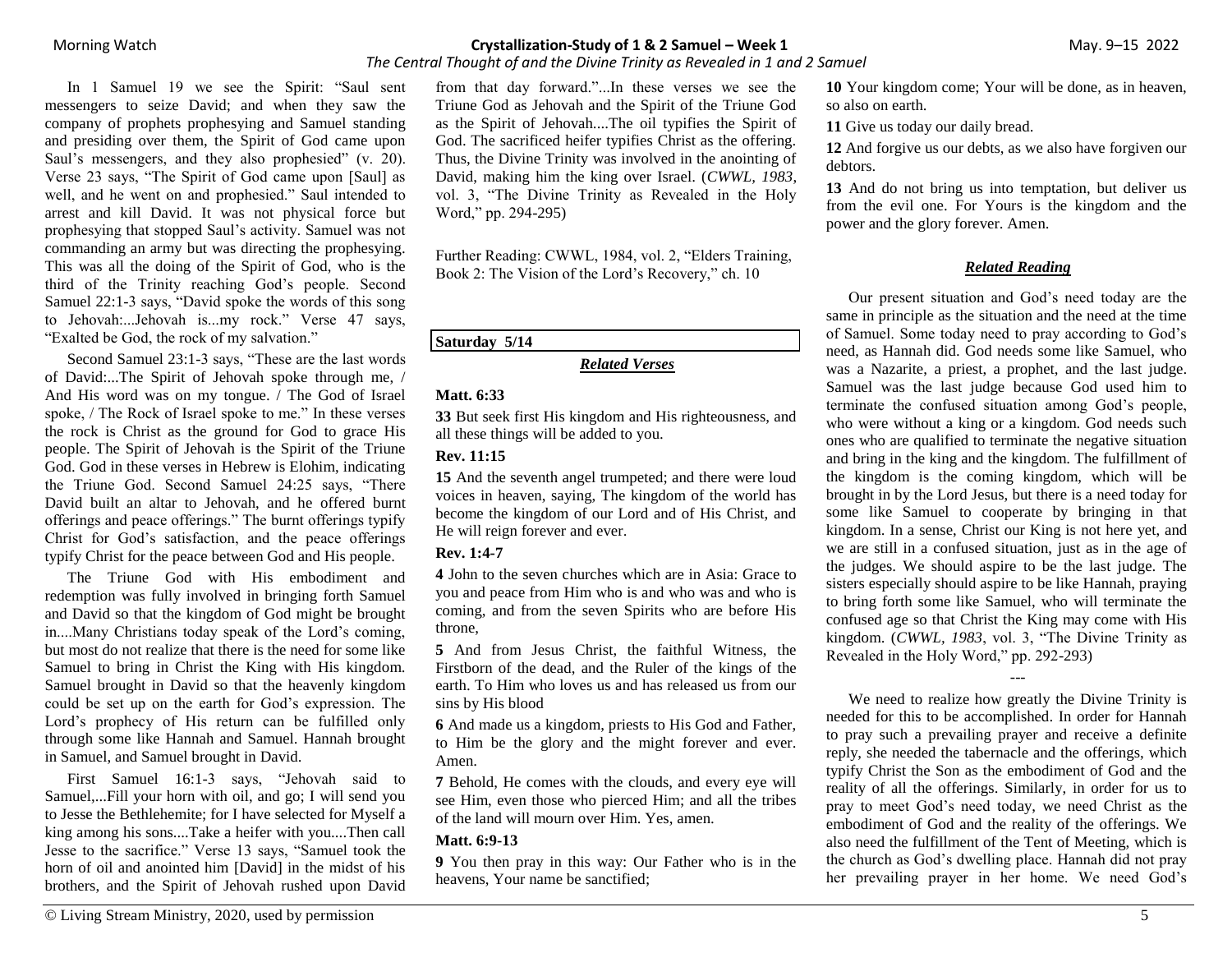In 1 Samuel 19 we see the Spirit: "Saul sent messengers to seize David; and when they saw the company of prophets prophesying and Samuel standing and presiding over them, the Spirit of God came upon Saul's messengers, and they also prophesied" (v. 20). Verse 23 says, "The Spirit of God came upon [Saul] as well, and he went on and prophesied." Saul intended to arrest and kill David. It was not physical force but prophesying that stopped Saul's activity. Samuel was not commanding an army but was directing the prophesying. This was all the doing of the Spirit of God, who is the third of the Trinity reaching God's people. Second Samuel 22:1-3 says, "David spoke the words of this song to Jehovah:...Jehovah is...my rock." Verse 47 says, "Exalted be God, the rock of my salvation."

Second Samuel 23:1-3 says, "These are the last words of David:...The Spirit of Jehovah spoke through me, / And His word was on my tongue. / The God of Israel spoke, / The Rock of Israel spoke to me." In these verses the rock is Christ as the ground for God to grace His people. The Spirit of Jehovah is the Spirit of the Triune God. God in these verses in Hebrew is Elohim, indicating the Triune God. Second Samuel 24:25 says, "There David built an altar to Jehovah, and he offered burnt offerings and peace offerings." The burnt offerings typify Christ for God's satisfaction, and the peace offerings typify Christ for the peace between God and His people.

The Triune God with His embodiment and redemption was fully involved in bringing forth Samuel and David so that the kingdom of God might be brought in....Many Christians today speak of the Lord's coming, but most do not realize that there is the need for some like Samuel to bring in Christ the King with His kingdom. Samuel brought in David so that the heavenly kingdom could be set up on the earth for God's expression. The Lord's prophecy of His return can be fulfilled only through some like Hannah and Samuel. Hannah brought in Samuel, and Samuel brought in David.

First Samuel 16:1-3 says, "Jehovah said to Samuel,...Fill your horn with oil, and go; I will send you to Jesse the Bethlehemite; for I have selected for Myself a king among his sons....Take a heifer with you....Then call Jesse to the sacrifice." Verse 13 says, "Samuel took the horn of oil and anointed him [David] in the midst of his brothers, and the Spirit of Jehovah rushed upon David from that day forward."...In these verses we see the Triune God as Jehovah and the Spirit of the Triune God as the Spirit of Jehovah....The oil typifies the Spirit of God. The sacrificed heifer typifies Christ as the offering. Thus, the Divine Trinity was involved in the anointing of David, making him the king over Israel. (*CWWL, 1983*, vol. 3, "The Divine Trinity as Revealed in the Holy Word," pp. 294-295)

Further Reading: CWWL, 1984, vol. 2, "Elders Training, Book 2: The Vision of the Lord's Recovery," ch. 10

**Saturday 5/14**

***Related Verses***

**Matt. 6:33**

**33** But seek first His kingdom and His righteousness, and all these things will be added to you.

**Rev. 11:15**

**15** And the seventh angel trumpeted; and there were loud voices in heaven, saying, The kingdom of the world has become the kingdom of our Lord and of His Christ, and He will reign forever and ever.

**Rev. 1:4-7**

**4** John to the seven churches which are in Asia: Grace to you and peace from Him who is and who was and who is coming, and from the seven Spirits who are before His throne,

**5** And from Jesus Christ, the faithful Witness, the Firstborn of the dead, and the Ruler of the kings of the earth. To Him who loves us and has released us from our sins by His blood

**6** And made us a kingdom, priests to His God and Father, to Him be the glory and the might forever and ever. Amen.

**7** Behold, He comes with the clouds, and every eye will see Him, even those who pierced Him; and all the tribes of the land will mourn over Him. Yes, amen.

**Matt. 6:9-13**

**9** You then pray in this way: Our Father who is in the heavens, Your name be sanctified;

**10** Your kingdom come; Your will be done, as in heaven, so also on earth.

**11** Give us today our daily bread.

**12** And forgive us our debts, as we also have forgiven our debtors.

**13** And do not bring us into temptation, but deliver us from the evil one. For Yours is the kingdom and the power and the glory forever. Amen.

***Related Reading***

Our present situation and God's need today are the same in principle as the situation and the need at the time of Samuel. Some today need to pray according to God's need, as Hannah did. God needs some like Samuel, who was a Nazarite, a priest, a prophet, and the last judge. Samuel was the last judge because God used him to terminate the confused situation among God's people, who were without a king or a kingdom. God needs such ones who are qualified to terminate the negative situation and bring in the king and the kingdom. The fulfillment of the kingdom is the coming kingdom, which will be brought in by the Lord Jesus, but there is a need today for some like Samuel to cooperate by bringing in that kingdom. In a sense, Christ our King is not here yet, and we are still in a confused situation, just as in the age of the judges. We should aspire to be the last judge. The sisters especially should aspire to be like Hannah, praying to bring forth some like Samuel, who will terminate the confused age so that Christ the King may come with His kingdom. (*CWWL, 1983*, vol. 3, "The Divine Trinity as Revealed in the Holy Word," pp. 292-293)

---

We need to realize how greatly the Divine Trinity is needed for this to be accomplished. In order for Hannah to pray such a prevailing prayer and receive a definite reply, she needed the tabernacle and the offerings, which typify Christ the Son as the embodiment of God and the reality of all the offerings. Similarly, in order for us to pray to meet God's need today, we need Christ as the embodiment of God and the reality of the offerings. We also need the fulfillment of the Tent of Meeting, which is the church as God's dwelling place. Hannah did not pray her prevailing prayer in her home. We need God's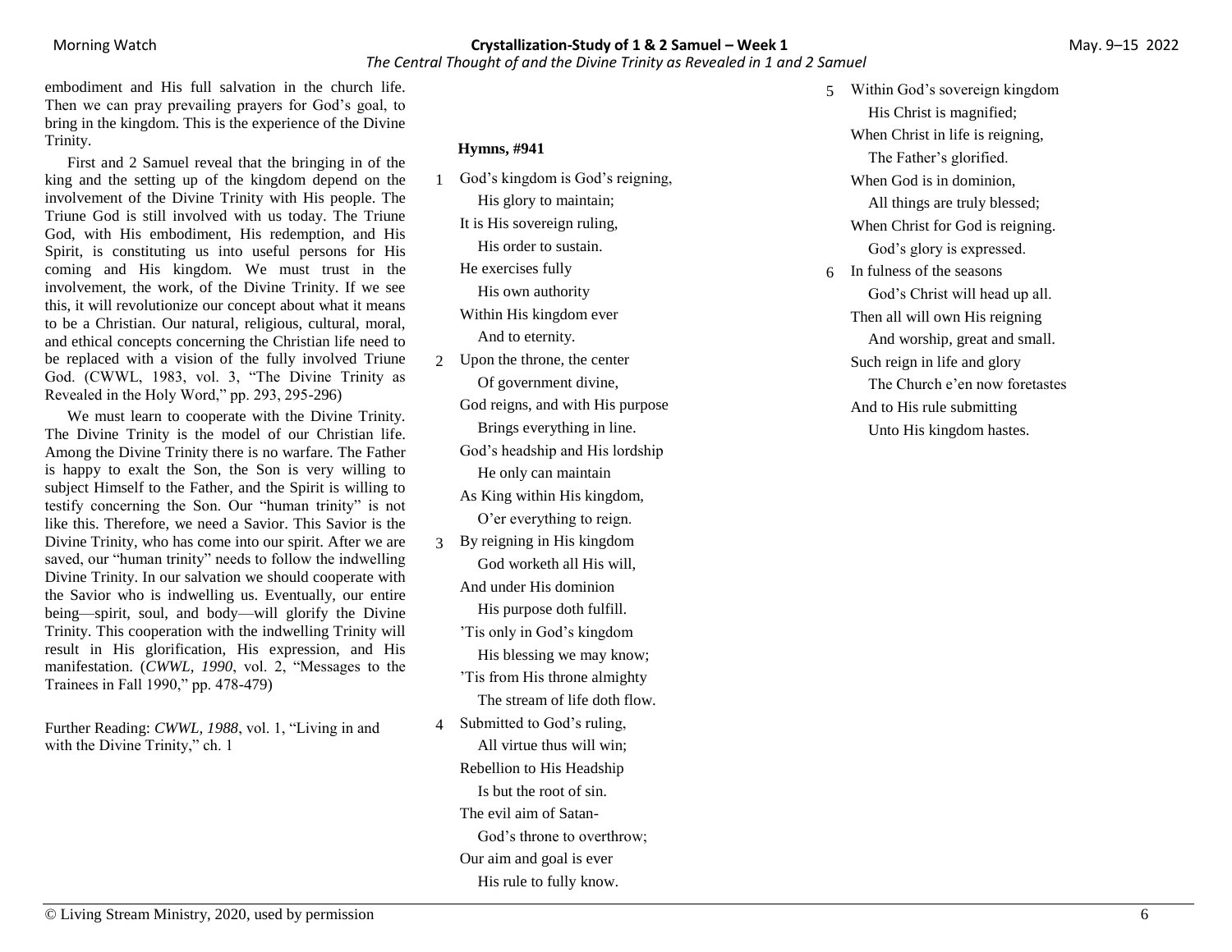embodiment and His full salvation in the church life. Then we can pray prevailing prayers for God's goal, to bring in the kingdom. This is the experience of the Divine Trinity.

First and 2 Samuel reveal that the bringing in of the king and the setting up of the kingdom depend on the involvement of the Divine Trinity with His people. The Triune God is still involved with us today. The Triune God, with His embodiment, His redemption, and His Spirit, is constituting us into useful persons for His coming and His kingdom. We must trust in the involvement, the work, of the Divine Trinity. If we see this, it will revolutionize our concept about what it means to be a Christian. Our natural, religious, cultural, moral, and ethical concepts concerning the Christian life need to be replaced with a vision of the fully involved Triune God. (CWWL, 1983, vol. 3, "The Divine Trinity as Revealed in the Holy Word," pp. 293, 295-296)

We must learn to cooperate with the Divine Trinity. The Divine Trinity is the model of our Christian life. Among the Divine Trinity there is no warfare. The Father is happy to exalt the Son, the Son is very willing to subject Himself to the Father, and the Spirit is willing to testify concerning the Son. Our "human trinity" is not like this. Therefore, we need a Savior. This Savior is the Divine Trinity, who has come into our spirit. After we are saved, our "human trinity" needs to follow the indwelling Divine Trinity. In our salvation we should cooperate with the Savior who is indwelling us. Eventually, our entire being—spirit, soul, and body—will glorify the Divine Trinity. This cooperation with the indwelling Trinity will result in His glorification, His expression, and His manifestation. (*CWWL, 1990*, vol. 2, "Messages to the Trainees in Fall 1990," pp. 478-479)

Further Reading: *CWWL, 1988*, vol. 1, "Living in and with the Divine Trinity," ch. 1

**Hymns, #941**

1. God's kingdom is God's reigning,
   His glory to maintain;
   It is His sovereign ruling,
   His order to sustain.
   He exercises fully
   His own authority
   Within His kingdom ever
   And to eternity.

2. Upon the throne, the center
   Of government divine,
   God reigns, and with His purpose
   Brings everything in line.
   God's headship and His lordship
   He only can maintain
   As King within His kingdom,
   O'er everything to reign.

3. By reigning in His kingdom
   God worketh all His will,
   And under His dominion
   His purpose doth fulfill.
   'Tis only in God's kingdom
   His blessing we may know;
   'Tis from His throne almighty
   The stream of life doth flow.

4. Submitted to God's ruling,
   All virtue thus will win;
   Rebellion to His Headship
   Is but the root of sin.
   The evil aim of Satan-
   God's throne to overthrow;
   Our aim and goal is ever
   His rule to fully know.

5. Within God's sovereign kingdom
   His Christ is magnified;
   When Christ in life is reigning,
   The Father's glorified.
   When God is in dominion,
   All things are truly blessed;
   When Christ for God is reigning.
   God's glory is expressed.

6. In fulness of the seasons
   God's Christ will head up all.
   Then all will own His reigning
   And worship, great and small.
   Such reign in life and glory
   The Church e'en now foretastes
   And to His rule submitting
   Unto His kingdom hastes.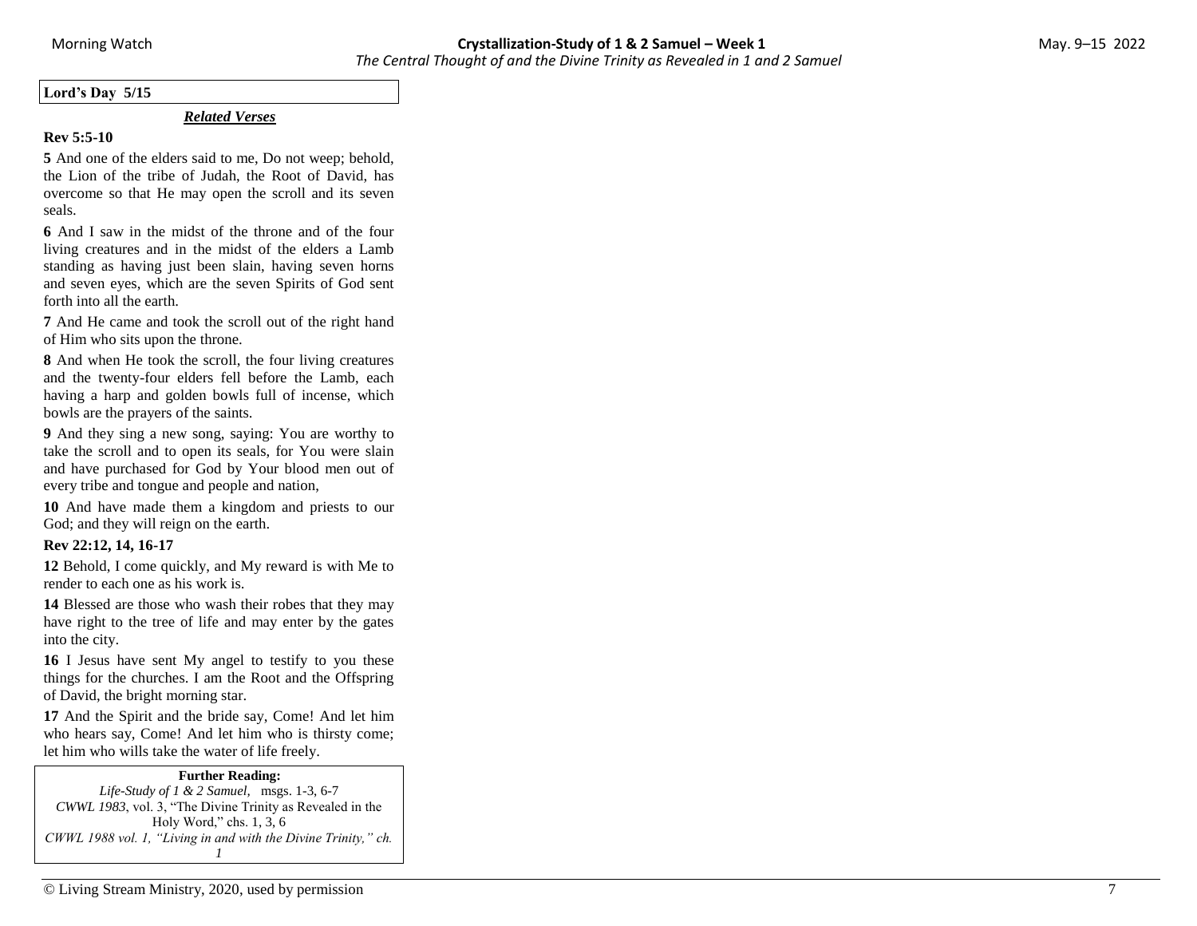**Lord's Day 5/15**

***Related Verses***

**Rev 5:5-10**

**5** And one of the elders said to me, Do not weep; behold, the Lion of the tribe of Judah, the Root of David, has overcome so that He may open the scroll and its seven seals.

**6** And I saw in the midst of the throne and of the four living creatures and in the midst of the elders a Lamb standing as having just been slain, having seven horns and seven eyes, which are the seven Spirits of God sent forth into all the earth.

**7** And He came and took the scroll out of the right hand of Him who sits upon the throne.

**8** And when He took the scroll, the four living creatures and the twenty-four elders fell before the Lamb, each having a harp and golden bowls full of incense, which bowls are the prayers of the saints.

**9** And they sing a new song, saying: You are worthy to take the scroll and to open its seals, for You were slain and have purchased for God by Your blood men out of every tribe and tongue and people and nation,

**10** And have made them a kingdom and priests to our God; and they will reign on the earth.

**Rev 22:12, 14, 16-17**

**12** Behold, I come quickly, and My reward is with Me to render to each one as his work is.

**14** Blessed are those who wash their robes that they may have right to the tree of life and may enter by the gates into the city.

**16** I Jesus have sent My angel to testify to you these things for the churches. I am the Root and the Offspring of David, the bright morning star.

**17** And the Spirit and the bride say, Come! And let him who hears say, Come! And let him who is thirsty come; let him who wills take the water of life freely.

**Further Reading:**

*Life-Study of 1 & 2 Samuel*, msgs. 1-3, 6-7

*CWWL 1983*, vol. 3, "The Divine Trinity as Revealed in the Holy Word," chs. 1, 3, 6

*CWWL 1988 vol. 1, "Living in and with the Divine Trinity," ch. 1*

© Living Stream Ministry, 2020, used by permission